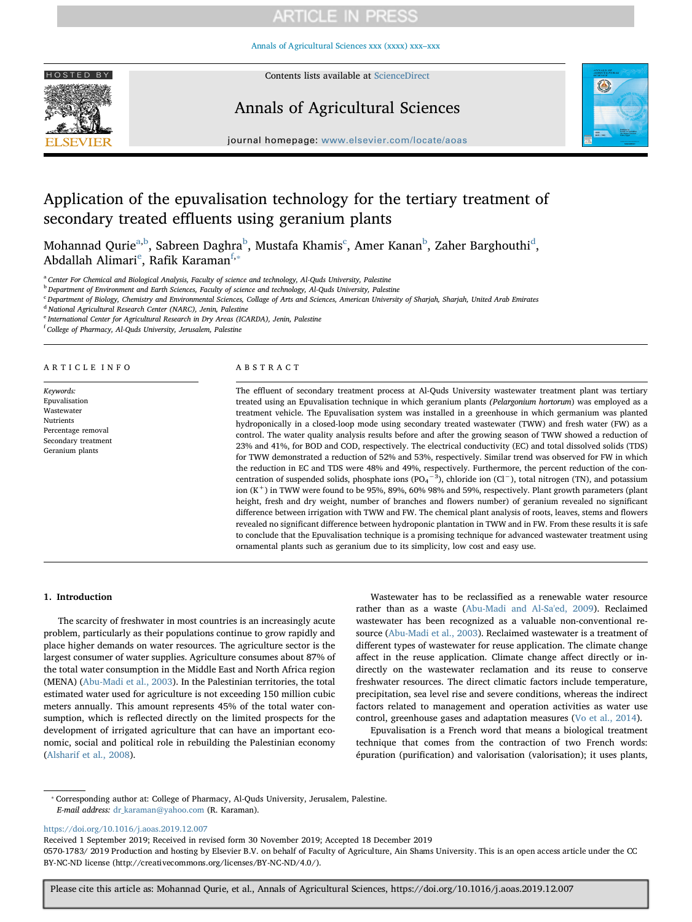# Application of the epuvalisation technology for the tertiary treatment of secondary treated effluents using geranium plants

Mohannad Qurie[a,b], Sabreen Daghra[b], Mustafa Khamis[c], Amer Kanan[b], Zaher Barghouthi[d], Abdallah Alimari[e], Rafik Karaman[f,*]

[a] Center For Chemical and Biological Analysis, Faculty of science and technology, Al-Quds University, Palestine
[b] Department of Environment and Earth Sciences, Faculty of science and technology, Al-Quds University, Palestine
[c] Department of Biology, Chemistry and Environmental Sciences, Collage of Arts and Sciences, American University of Sharjah, Sharjah, United Arab Emirates
[d] National Agricultural Research Center (NARC), Jenin, Palestine
[e] International Center for Agricultural Research in Dry Areas (ICARDA), Jenin, Palestine
[f] College of Pharmacy, Al-Quds University, Jerusalem, Palestine

## ARTICLE INFO

*Keywords:*
Epuvalisation
Wastewater
Nutrients
Percentage removal
Secondary treatment
Geranium plants

## ABSTRACT

The effluent of secondary treatment process at Al-Quds University wastewater treatment plant was tertiary treated using an Epuvalisation technique in which geranium plants (*Pelargonium hortorum*) was employed as a treatment vehicle. The Epuvalisation system was installed in a greenhouse in which germanium was planted hydroponically in a closed-loop mode using secondary treated wastewater (TWW) and fresh water (FW) as a control. The water quality analysis results before and after the growing season of TWW showed a reduction of 23% and 41%, for BOD and COD, respectively. The electrical conductivity (EC) and total dissolved solids (TDS) for TWW demonstrated a reduction of 52% and 53%, respectively. Similar trend was observed for FW in which the reduction in EC and TDS were 48% and 49%, respectively. Furthermore, the percent reduction of the concentration of suspended solids, phosphate ions ($PO_4^{-3}$), chloride ion ($Cl^-$), total nitrogen (TN), and potassium ion ($K^+$) in TWW were found to be 95%, 89%, 60% 98% and 59%, respectively. Plant growth parameters (plant height, fresh and dry weight, number of branches and flowers number) of geranium revealed no significant difference between irrigation with TWW and FW. The chemical plant analysis of roots, leaves, stems and flowers revealed no significant difference between hydroponic plantation in TWW and in FW. From these results it is safe to conclude that the Epuvalisation technique is a promising technique for advanced wastewater treatment using ornamental plants such as geranium due to its simplicity, low cost and easy use.

## 1. Introduction

The scarcity of freshwater in most countries is an increasingly acute problem, particularly as their populations continue to grow rapidly and place higher demands on water resources. The agriculture sector is the largest consumer of water supplies. Agriculture consumes about 87% of the total water consumption in the Middle East and North Africa region (MENA) (Abu-Madi et al., 2003). In the Palestinian territories, the total estimated water used for agriculture is not exceeding 150 million cubic meters annually. This amount represents 45% of the total water consumption, which is reflected directly on the limited prospects for the development of irrigated agriculture that can have an important economic, social and political role in rebuilding the Palestinian economy (Alsharif et al., 2008).

Wastewater has to be reclassified as a renewable water resource rather than as a waste (Abu-Madi and Al-Sa'ed, 2009). Reclaimed wastewater has been recognized as a valuable non-conventional resource (Abu-Madi et al., 2003). Reclaimed wastewater is a treatment of different types of wastewater for reuse application. The climate change affect in the reuse application. Climate change affect directly or indirectly on the wastewater reclamation and its reuse to conserve freshwater resources. The direct climatic factors include temperature, precipitation, sea level rise and severe conditions, whereas the indirect factors related to management and operation activities as water use control, greenhouse gases and adaptation measures (Vo et al., 2014).

Epuvalisation is a French word that means a biological treatment technique that comes from the contraction of two French words: épuration (purification) and valorisation (valorisation); it uses plants,

---

* Corresponding author at: College of Pharmacy, Al-Quds University, Jerusalem, Palestine.
*E-mail address:* dr_karaman@yahoo.com (R. Karaman).

https://doi.org/10.1016/j.aoas.2019.12.007
Received 1 September 2019; Received in revised form 30 November 2019; Accepted 18 December 2019
0570-1783/ 2019 Production and hosting by Elsevier B.V. on behalf of Faculty of Agriculture, Ain Shams University. This is an open access article under the CC BY-NC-ND license (http://creativecommons.org/licenses/BY-NC-ND/4.0/).

Please cite this article as: Mohannad Qurie, et al., Annals of Agricultural Sciences, https://doi.org/10.1016/j.aoas.2019.12.007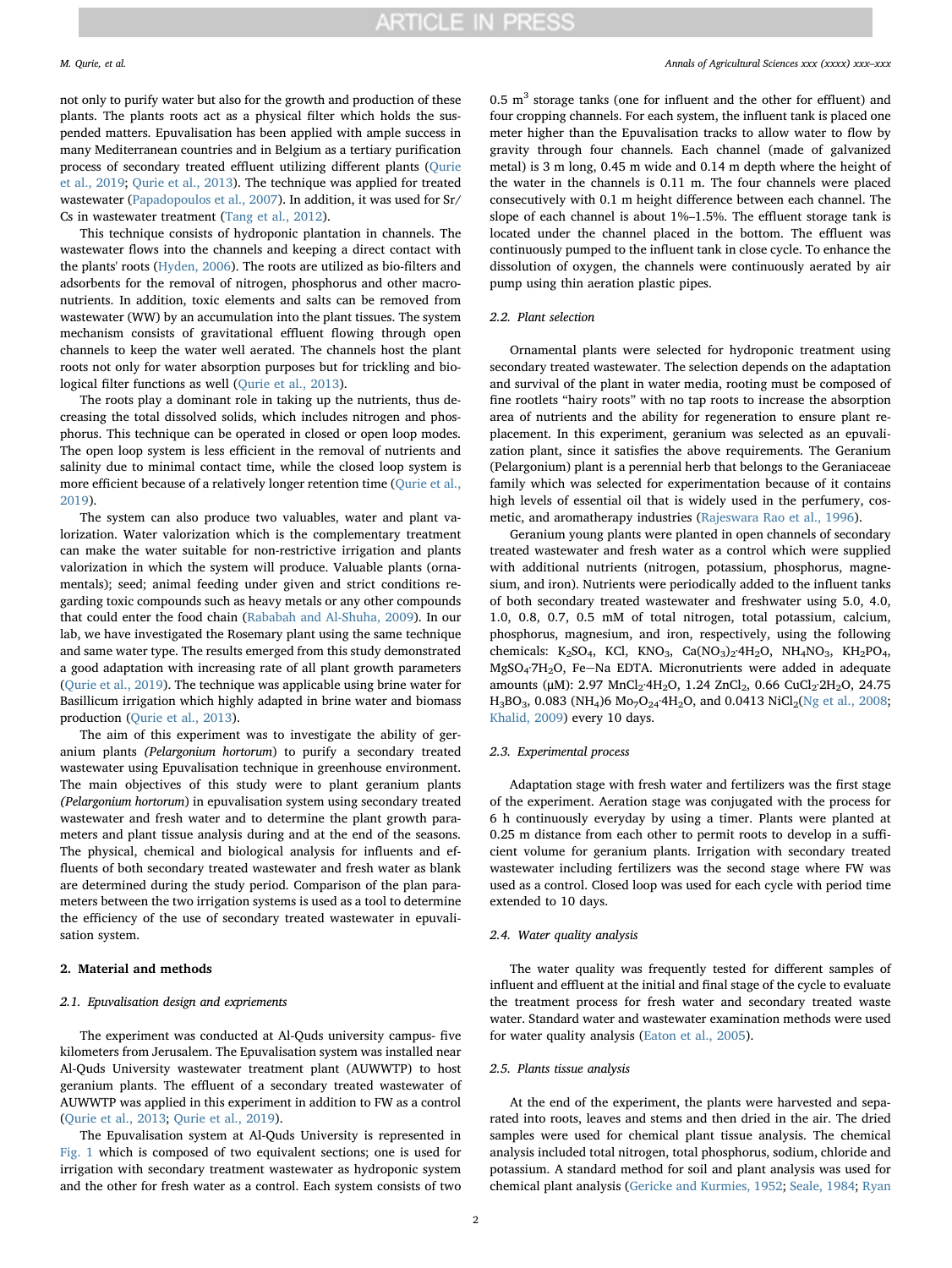not only to purify water but also for the growth and production of these plants. The plants roots act as a physical filter which holds the suspended matters. Epuvalisation has been applied with ample success in many Mediterranean countries and in Belgium as a tertiary purification process of secondary treated effluent utilizing different plants (Qurie et al., 2019; Qurie et al., 2013). The technique was applied for treated wastewater (Papadopoulos et al., 2007). In addition, it was used for Sr/Cs in wastewater treatment (Tang et al., 2012).

This technique consists of hydroponic plantation in channels. The wastewater flows into the channels and keeping a direct contact with the plants' roots (Hyden, 2006). The roots are utilized as bio-filters and adsorbents for the removal of nitrogen, phosphorus and other macronutrients. In addition, toxic elements and salts can be removed from wastewater (WW) by an accumulation into the plant tissues. The system mechanism consists of gravitational effluent flowing through open channels to keep the water well aerated. The channels host the plant roots not only for water absorption purposes but for trickling and biological filter functions as well (Qurie et al., 2013).

The roots play a dominant role in taking up the nutrients, thus decreasing the total dissolved solids, which includes nitrogen and phosphorus. This technique can be operated in closed or open loop modes. The open loop system is less efficient in the removal of nutrients and salinity due to minimal contact time, while the closed loop system is more efficient because of a relatively longer retention time (Qurie et al., 2019).

The system can also produce two valuables, water and plant valorization. Water valorization which is the complementary treatment can make the water suitable for non-restrictive irrigation and plants valorization in which the system will produce. Valuable plants (ornamentals); seed; animal feeding under given and strict conditions regarding toxic compounds such as heavy metals or any other compounds that could enter the food chain (Rababah and Al-Shuha, 2009). In our lab, we have investigated the Rosemary plant using the same technique and same water type. The results emerged from this study demonstrated a good adaptation with increasing rate of all plant growth parameters (Qurie et al., 2019). The technique was applicable using brine water for Basillicum irrigation which highly adapted in brine water and biomass production (Qurie et al., 2013).

The aim of this experiment was to investigate the ability of geranium plants *(Pelargonium hortorum)* to purify a secondary treated wastewater using Epuvalisation technique in greenhouse environment. The main objectives of this study were to plant geranium plants *(Pelargonium hortorum)* in epuvalisation system using secondary treated wastewater and fresh water and to determine the plant growth parameters and plant tissue analysis during and at the end of the seasons. The physical, chemical and biological analysis for influents and effluents of both secondary treated wastewater and fresh water as blank are determined during the study period. Comparison of the plan parameters between the two irrigation systems is used as a tool to determine the efficiency of the use of secondary treated wastewater in epuvalisation system.

## 2. Material and methods

### 2.1. Epuvalisation design and expriements

The experiment was conducted at Al-Quds university campus- five kilometers from Jerusalem. The Epuvalisation system was installed near Al-Quds University wastewater treatment plant (AUWWTP) to host geranium plants. The effluent of a secondary treated wastewater of AUWWTP was applied in this experiment in addition to FW as a control (Qurie et al., 2013; Qurie et al., 2019).

The Epuvalisation system at Al-Quds University is represented in Fig. 1 which is composed of two equivalent sections; one is used for irrigation with secondary treatment wastewater as hydroponic system and the other for fresh water as a control. Each system consists of two 0.5 $m^3$ storage tanks (one for influent and the other for effluent) and four cropping channels. For each system, the influent tank is placed one meter higher than the Epuvalisation tracks to allow water to flow by gravity through four channels. Each channel (made of galvanized metal) is 3 m long, 0.45 m wide and 0.14 m depth where the height of the water in the channels is 0.11 m. The four channels were placed consecutively with 0.1 m height difference between each channel. The slope of each channel is about 1%–1.5%. The effluent storage tank is located under the channel placed in the bottom. The effluent was continuously pumped to the influent tank in close cycle. To enhance the dissolution of oxygen, the channels were continuously aerated by air pump using thin aeration plastic pipes.

### 2.2. Plant selection

Ornamental plants were selected for hydroponic treatment using secondary treated wastewater. The selection depends on the adaptation and survival of the plant in water media, rooting must be composed of fine rootlets "hairy roots" with no tap roots to increase the absorption area of nutrients and the ability for regeneration to ensure plant replacement. In this experiment, geranium was selected as an epuvalization plant, since it satisfies the above requirements. The Geranium (Pelargonium) plant is a perennial herb that belongs to the Geraniaceae family which was selected for experimentation because of it contains high levels of essential oil that is widely used in the perfumery, cosmetic, and aromatherapy industries (Rajeswara Rao et al., 1996).

Geranium young plants were planted in open channels of secondary treated wastewater and fresh water as a control which were supplied with additional nutrients (nitrogen, potassium, phosphorus, magnesium, and iron). Nutrients were periodically added to the influent tanks of both secondary treated wastewater and freshwater using 5.0, 4.0, 1.0, 0.8, 0.7, 0.5 mM of total nitrogen, total potassium, calcium, phosphorus, magnesium, and iron, respectively, using the following chemicals: $K_2SO_4$, KCl, $KNO_3$, $Ca(NO_3)_2{\cdot}4H_2O$, $NH_4NO_3$, $KH_2PO_4$, $MgSO_4{\cdot}7H_2O$, Fe—Na EDTA. Micronutrients were added in adequate amounts (μM): 2.97 $MnCl_2{\cdot}4H_2O$, 1.24 $ZnCl_2$, 0.66 $CuCl_2{\cdot}2H_2O$, 24.75 $H_3BO_3$, 0.083 $(NH_4)6\ Mo_7O_{24}{\cdot}4H_2O$, and 0.0413 $NiCl_2$(Ng et al., 2008; Khalid, 2009) every 10 days.

### 2.3. Experimental process

Adaptation stage with fresh water and fertilizers was the first stage of the experiment. Aeration stage was conjugated with the process for 6 h continuously everyday by using a timer. Plants were planted at 0.25 m distance from each other to permit roots to develop in a sufficient volume for geranium plants. Irrigation with secondary treated wastewater including fertilizers was the second stage where FW was used as a control. Closed loop was used for each cycle with period time extended to 10 days.

### 2.4. Water quality analysis

The water quality was frequently tested for different samples of influent and effluent at the initial and final stage of the cycle to evaluate the treatment process for fresh water and secondary treated waste water. Standard water and wastewater examination methods were used for water quality analysis (Eaton et al., 2005).

### 2.5. Plants tissue analysis

At the end of the experiment, the plants were harvested and separated into roots, leaves and stems and then dried in the air. The dried samples were used for chemical plant tissue analysis. The chemical analysis included total nitrogen, total phosphorus, sodium, chloride and potassium. A standard method for soil and plant analysis was used for chemical plant analysis (Gericke and Kurmies, 1952; Seale, 1984; Ryan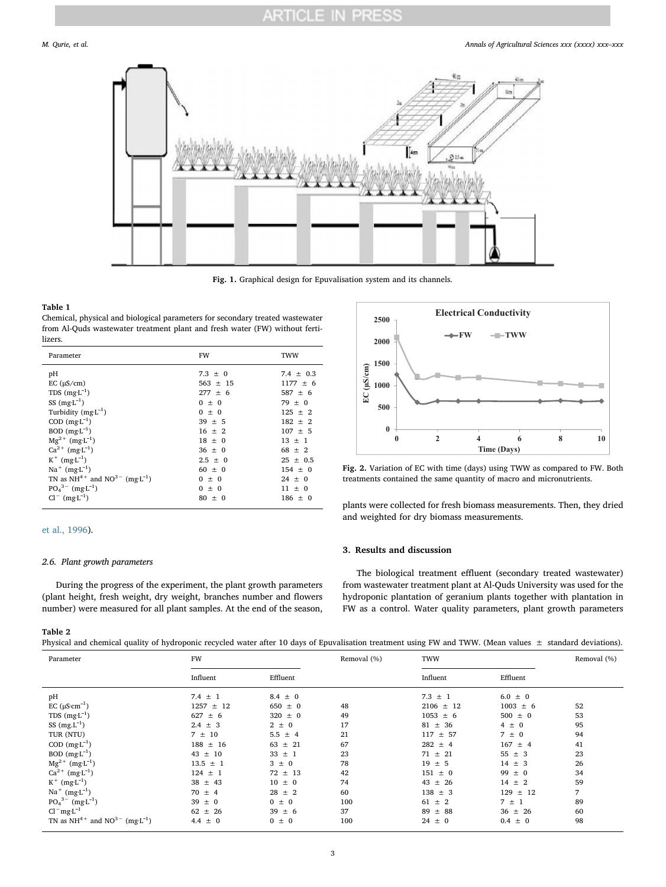Fig. 1. Graphical design for Epuvalisation system and its channels.

**Table 1**
Chemical, physical and biological parameters for secondary treated wastewater from Al-Quds wastewater treatment plant and fresh water (FW) without fertilizers.

| Parameter | FW | TWW |
|---|---|---|
| pH | 7.3 ± 0 | 7.4 ± 0.3 |
| EC (μS/cm) | 563 ± 15 | 1177 ± 6 |
| TDS ($mg{\cdot}L^{-1}$) | 277 ± 6 | 587 ± 6 |
| SS ($mg{\cdot}L^{-1}$) | 0 ± 0 | 79 ± 0 |
| Turbidity ($mg{\cdot}L^{-1}$) | 0 ± 0 | 125 ± 2 |
| COD ($mg{\cdot}L^{-1}$) | 39 ± 5 | 182 ± 2 |
| BOD ($mg{\cdot}L^{-1}$) | 16 ± 2 | 107 ± 5 |
| $Mg^{2+}$ ($mg{\cdot}L^{-1}$) | 18 ± 0 | 13 ± 1 |
| $Ca^{2+}$ ($mg{\cdot}L^{-1}$) | 36 ± 0 | 68 ± 2 |
| $K^{+}$ ($mg{\cdot}L^{-1}$) | 2.5 ± 0 | 25 ± 0.5 |
| $Na^{+}$ ($mg{\cdot}L^{-1}$) | 60 ± 0 | 154 ± 0 |
| TN as $NH^{4+}$ and $NO^{3-}$ ($mg{\cdot}L^{-1}$) | 0 ± 0 | 24 ± 0 |
| $PO_4^{3-}$ ($mg{\cdot}L^{-1}$) | 0 ± 0 | 11 ± 0 |
| $Cl^{-}$ ($mg{\cdot}L^{-1}$) | 80 ± 0 | 186 ± 0 |

et al., 1996).

### 2.6. Plant growth parameters

During the progress of the experiment, the plant growth parameters (plant height, fresh weight, dry weight, branches number and flowers number) were measured for all plant samples. At the end of the season, plants were collected for fresh biomass measurements. Then, they dried and weighted for dry biomass measurements.

Fig. 2. Variation of EC with time (days) using TWW as compared to FW. Both treatments contained the same quantity of macro and micronutrients.

## 3. Results and discussion

The biological treatment effluent (secondary treated wastewater) from wastewater treatment plant at Al-Quds University was used for the hydroponic plantation of geranium plants together with plantation in FW as a control. Water quality parameters, plant growth parameters

**Table 2**
Physical and chemical quality of hydroponic recycled water after 10 days of Epuvalisation treatment using FW and TWW. (Mean values ± standard deviations).

| Parameter | FW | | Removal (%) | TWW | | Removal (%) |
|---|---|---|---|---|---|---|
| | Influent | Effluent | | Influent | Effluent | |
| pH | 7.4 ± 1 | 8.4 ± 0 | | 7.3 ± 1 | 6.0 ± 0 | |
| EC ($\mu S{\cdot}cm^{-1}$) | 1257 ± 12 | 650 ± 0 | 48 | 2106 ± 12 | 1003 ± 6 | 52 |
| TDS ($mg{\cdot}L^{-1}$) | 627 ± 6 | 320 ± 0 | 49 | 1053 ± 6 | 500 ± 0 | 53 |
| SS ($mg.L^{-1}$) | 2.4 ± 3 | 2 ± 0 | 17 | 81 ± 36 | 4 ± 0 | 95 |
| TUR (NTU) | 7 ± 10 | 5.5 ± 4 | 21 | 117 ± 57 | 7 ± 0 | 94 |
| COD ($mg{\cdot}L^{-1}$) | 188 ± 16 | 63 ± 21 | 67 | 282 ± 4 | 167 ± 4 | 41 |
| BOD ($mg{\cdot}L^{-1}$) | 43 ± 10 | 33 ± 1 | 23 | 71 ± 21 | 55 ± 3 | 23 |
| $Mg^{2+}$ ($mg{\cdot}L^{-1}$) | 13.5 ± 1 | 3 ± 0 | 78 | 19 ± 5 | 14 ± 3 | 26 |
| $Ca^{2+}$ ($mg{\cdot}L^{-1}$) | 124 ± 1 | 72 ± 13 | 42 | 151 ± 0 | 99 ± 0 | 34 |
| $K^{+}$ ($mg{\cdot}L^{-1}$) | 38 ± 43 | 10 ± 0 | 74 | 43 ± 26 | 14 ± 2 | 59 |
| $Na^{+}$ ($mg{\cdot}L^{-1}$) | 70 ± 4 | 28 ± 2 | 60 | 138 ± 3 | 129 ± 12 | 7 |
| $PO_4^{3-}$ ($mg{\cdot}L^{-1}$) | 39 ± 0 | 0 ± 0 | 100 | 61 ± 2 | 7 ± 1 | 89 |
| $Cl^{-}$ $mg{\cdot}L^{-1}$ | 62 ± 26 | 39 ± 6 | 37 | 89 ± 88 | 36 ± 26 | 60 |
| TN as $NH^{4+}$ and $NO^{3-}$ ($mg{\cdot}L^{-1}$) | 4.4 ± 0 | 0 ± 0 | 100 | 24 ± 0 | 0.4 ± 0 | 98 |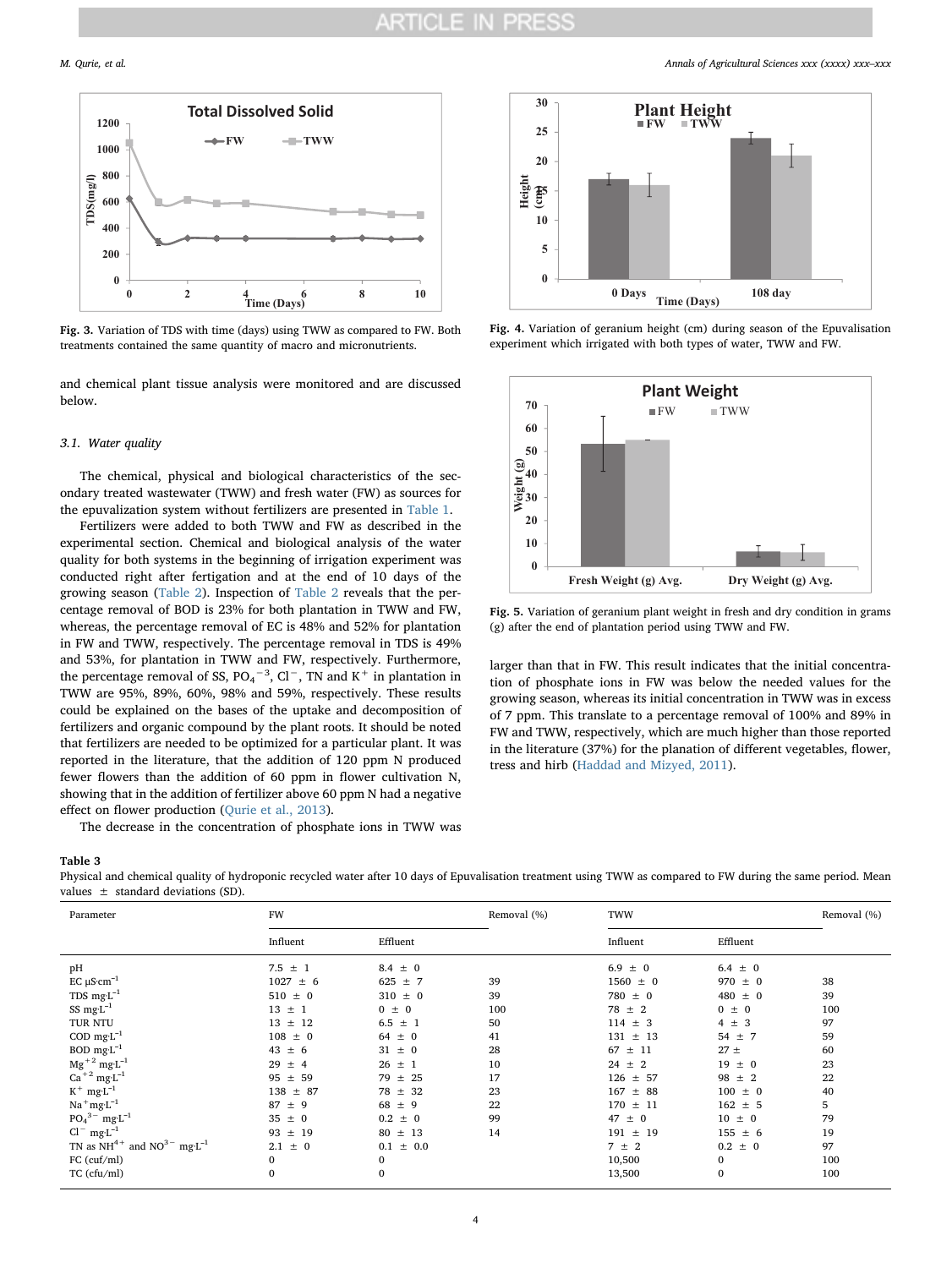Fig. 3. Variation of TDS with time (days) using TWW as compared to FW. Both treatments contained the same quantity of macro and micronutrients.

Fig. 4. Variation of geranium height (cm) during season of the Epuvalisation experiment which irrigated with both types of water, TWW and FW.

Fig. 5. Variation of geranium plant weight in fresh and dry condition in grams (g) after the end of plantation period using TWW and FW.

and chemical plant tissue analysis were monitored and are discussed below.

### 3.1. Water quality

The chemical, physical and biological characteristics of the secondary treated wastewater (TWW) and fresh water (FW) as sources for the epuvalization system without fertilizers are presented in Table 1.

Fertilizers were added to both TWW and FW as described in the experimental section. Chemical and biological analysis of the water quality for both systems in the beginning of irrigation experiment was conducted right after fertigation and at the end of 10 days of the growing season (Table 2). Inspection of Table 2 reveals that the percentage removal of BOD is 23% for both plantation in TWW and FW, whereas, the percentage removal of EC is 48% and 52% for plantation in FW and TWW, respectively. The percentage removal in TDS is 49% and 53%, for plantation in TWW and FW, respectively. Furthermore, the percentage removal of SS, $PO_4^{-3}$, $Cl^-$, TN and $K^+$ in plantation in TWW are 95%, 89%, 60%, 98% and 59%, respectively. These results could be explained on the bases of the uptake and decomposition of fertilizers and organic compound by the plant roots. It should be noted that fertilizers are needed to be optimized for a particular plant. It was reported in the literature, that the addition of 120 ppm N produced fewer flowers than the addition of 60 ppm in flower cultivation N, showing that in the addition of fertilizer above 60 ppm N had a negative effect on flower production (Qurie et al., 2013).

The decrease in the concentration of phosphate ions in TWW was larger than that in FW. This result indicates that the initial concentration of phosphate ions in FW was below the needed values for the growing season, whereas its initial concentration in TWW was in excess of 7 ppm. This translate to a percentage removal of 100% and 89% in FW and TWW, respectively, which are much higher than those reported in the literature (37%) for the planation of different vegetables, flower, tress and hirb (Haddad and Mizyed, 2011).

**Table 3**
Physical and chemical quality of hydroponic recycled water after 10 days of Epuvalisation treatment using TWW as compared to FW during the same period. Mean values ± standard deviations (SD).

| Parameter | FW | | Removal (%) | TWW | | Removal (%) |
|---|---|---|---|---|---|---|
| | Influent | Effluent | | Influent | Effluent | |
| pH | 7.5 ± 1 | 8.4 ± 0 | | 6.9 ± 0 | 6.4 ± 0 | |
| EC $\mu S \cdot cm^{-1}$ | 1027 ± 6 | 625 ± 7 | 39 | 1560 ± 0 | 970 ± 0 | 38 |
| TDS $mg \cdot L^{-1}$ | 510 ± 0 | 310 ± 0 | 39 | 780 ± 0 | 480 ± 0 | 39 |
| SS $mg \cdot L^{-1}$ | 13 ± 1 | 0 ± 0 | 100 | 78 ± 2 | 0 ± 0 | 100 |
| TUR NTU | 13 ± 12 | 6.5 ± 1 | 50 | 114 ± 3 | 4 ± 3 | 97 |
| COD $mg \cdot L^{-1}$ | 108 ± 0 | 64 ± 0 | 41 | 131 ± 13 | 54 ± 7 | 59 |
| BOD $mg \cdot L^{-1}$ | 43 ± 6 | 31 ± 0 | 28 | 67 ± 11 | 27 ± | 60 |
| $Mg^{+2}$ $mg \cdot L^{-1}$ | 29 ± 4 | 26 ± 1 | 10 | 24 ± 2 | 19 ± 0 | 23 |
| $Ca^{+2}$ $mg \cdot L^{-1}$ | 95 ± 59 | 79 ± 25 | 17 | 126 ± 57 | 98 ± 2 | 22 |
| $K^+$ $mg \cdot L^{-1}$ | 138 ± 87 | 78 ± 32 | 23 | 167 ± 88 | 100 ± 0 | 40 |
| $Na^+ mg \cdot L^{-1}$ | 87 ± 9 | 68 ± 9 | 22 | 170 ± 11 | 162 ± 5 | 5 |
| $PO_4^{3-}$ $mg \cdot L^{-1}$ | 35 ± 0 | 0.2 ± 0 | 99 | 47 ± 0 | 10 ± 0 | 79 |
| $Cl^-$ $mg \cdot L^{-1}$ | 93 ± 19 | 80 ± 13 | 14 | 191 ± 19 | 155 ± 6 | 19 |
| TN as $NH^{4+}$ and $NO^{3-}$ $mg \cdot L^{-1}$ | 2.1 ± 0 | 0.1 ± 0.0 | | 7 ± 2 | 0.2 ± 0 | 97 |
| FC (cuf/ml) | 0 | 0 | | 10,500 | 0 | 100 |
| TC (cfu/ml) | 0 | 0 | | 13,500 | 0 | 100 |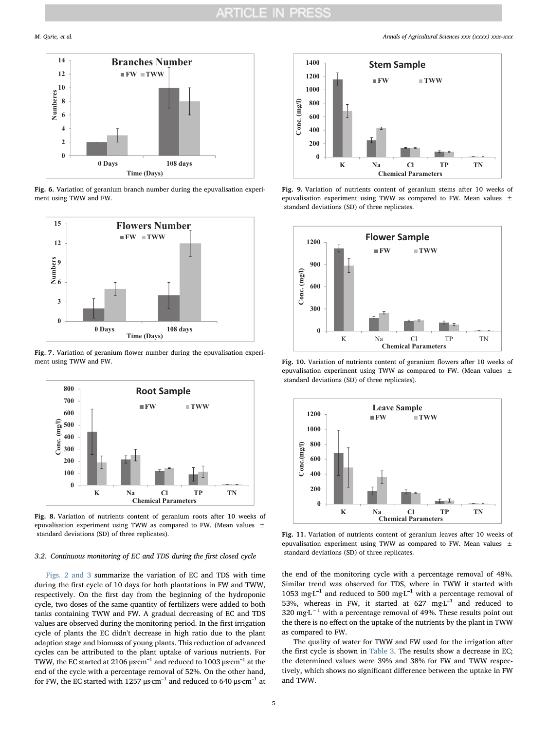Fig. 6. Variation of geranium branch number during the epuvalisation experiment using TWW and FW.

Fig. 7. Variation of geranium flower number during the epuvalisation experiment using TWW and FW.

Fig. 8. Variation of nutrients content of geranium roots after 10 weeks of epuvalisation experiment using TWW as compared to FW. (Mean values ± standard deviations (SD) of three replicates).

### 3.2. Continuous monitoring of EC and TDS during the first closed cycle

Figs. 2 and 3 summarize the variation of EC and TDS with time during the first cycle of 10 days for both plantations in FW and TWW, respectively. On the first day from the beginning of the hydroponic cycle, two doses of the same quantity of fertilizers were added to both tanks containing TWW and FW. A gradual decreasing of EC and TDS values are observed during the monitoring period. In the first irrigation cycle of plants the EC didn't decrease in high ratio due to the plant adaption stage and biomass of young plants. This reduction of advanced cycles can be attributed to the plant uptake of various nutrients. For TWW, the EC started at 2106 $\mu s{\cdot}cm^{-1}$ and reduced to 1003 $\mu s{\cdot}cm^{-1}$ at the end of the cycle with a percentage removal of 52%. On the other hand, for FW, the EC started with 1257 $\mu s{\cdot}cm^{-1}$ and reduced to 640 $\mu s{\cdot}cm^{-1}$ at the end of the monitoring cycle with a percentage removal of 48%. Similar trend was observed for TDS, where in TWW it started with 1053 $mg{\cdot}L^{-1}$ and reduced to 500 $mg{\cdot}L^{-1}$ with a percentage removal of 53%, whereas in FW, it started at 627 $mg{\cdot}L^{-1}$ and reduced to 320 $mg{\cdot}L^{-1}$ with a percentage removal of 49%. These results point out the there is no effect on the uptake of the nutrients by the plant in TWW as compared to FW.

The quality of water for TWW and FW used for the irrigation after the first cycle is shown in Table 3. The results show a decrease in EC; the determined values were 39% and 38% for FW and TWW respectively, which shows no significant difference between the uptake in FW and TWW.

Fig. 9. Variation of nutrients content of geranium stems after 10 weeks of epuvalisation experiment using TWW as compared to FW. Mean values ± standard deviations (SD) of three replicates.

Fig. 10. Variation of nutrients content of geranium flowers after 10 weeks of epuvalisation experiment using TWW as compared to FW. (Mean values ± standard deviations (SD) of three replicates).

Fig. 11. Variation of nutrients content of geranium leaves after 10 weeks of epuvalisation experiment using TWW as compared to FW. Mean values ± standard deviations (SD) of three replicates.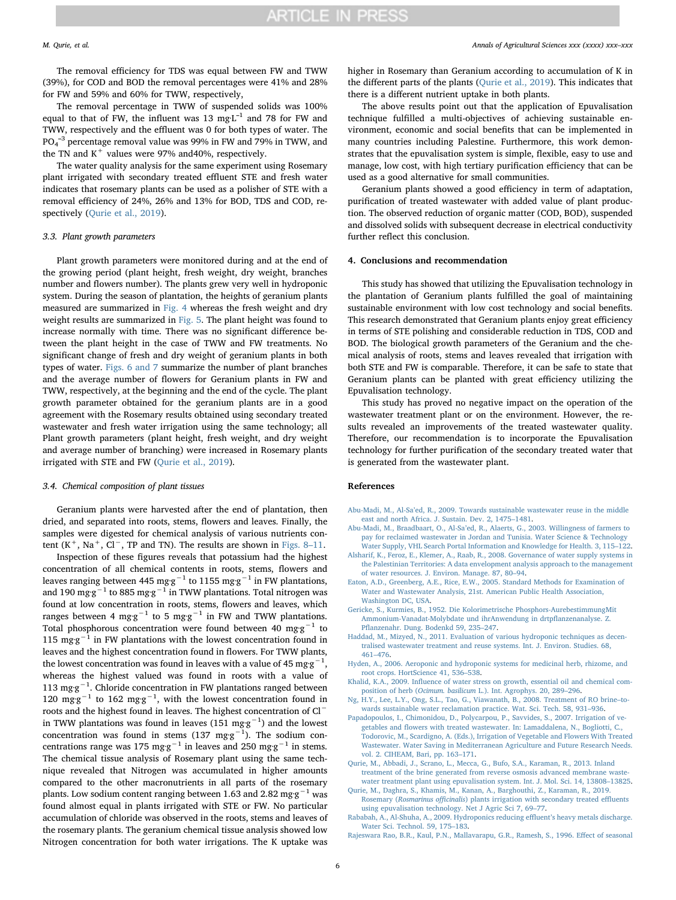The removal efficiency for TDS was equal between FW and TWW (39%), for COD and BOD the removal percentages were 41% and 28% for FW and 59% and 60% for TWW, respectively,

The removal percentage in TWW of suspended solids was 100% equal to that of FW, the influent was 13 $mg \cdot L^{-1}$ and 78 for FW and TWW, respectively and the effluent was 0 for both types of water. The $PO_4^{-3}$ percentage removal value was 99% in FW and 79% in TWW, and the TN and $K^+$ values were 97% and40%, respectively.

The water quality analysis for the same experiment using Rosemary plant irrigated with secondary treated effluent STE and fresh water indicates that rosemary plants can be used as a polisher of STE with a removal efficiency of 24%, 26% and 13% for BOD, TDS and COD, respectively (Qurie et al., 2019).

### 3.3. Plant growth parameters

Plant growth parameters were monitored during and at the end of the growing period (plant height, fresh weight, dry weight, branches number and flowers number). The plants grew very well in hydroponic system. During the season of plantation, the heights of geranium plants measured are summarized in Fig. 4 whereas the fresh weight and dry weight results are summarized in Fig. 5. The plant height was found to increase normally with time. There was no significant difference between the plant height in the case of TWW and FW treatments. No significant change of fresh and dry weight of geranium plants in both types of water. Figs. 6 and 7 summarize the number of plant branches and the average number of flowers for Geranium plants in FW and TWW, respectively, at the beginning and the end of the cycle. The plant growth parameter obtained for the geranium plants are in a good agreement with the Rosemary results obtained using secondary treated wastewater and fresh water irrigation using the same technology; all Plant growth parameters (plant height, fresh weight, and dry weight and average number of branching) were increased in Rosemary plants irrigated with STE and FW (Qurie et al., 2019).

### 3.4. Chemical composition of plant tissues

Geranium plants were harvested after the end of plantation, then dried, and separated into roots, stems, flowers and leaves. Finally, the samples were digested for chemical analysis of various nutrients content ($K^+$, $Na^+$, $Cl^-$, TP and TN). The results are shown in Figs. 8–11.

Inspection of these figures reveals that potassium had the highest concentration of all chemical contents in roots, stems, flowers and leaves ranging between 445 $mg \cdot g^{-1}$ to 1155 $mg \cdot g^{-1}$ in FW plantations, and 190 $mg \cdot g^{-1}$ to 885 $mg \cdot g^{-1}$ in TWW plantations. Total nitrogen was found at low concentration in roots, stems, flowers and leaves, which ranges between 4 $mg \cdot g^{-1}$ to 5 $mg \cdot g^{-1}$ in FW and TWW plantations. Total phosphorous concentration were found between 40 $mg \cdot g^{-1}$ to 115 $mg \cdot g^{-1}$ in FW plantations with the lowest concentration found in leaves and the highest concentration found in flowers. For TWW plants, the lowest concentration was found in leaves with a value of 45 $mg \cdot g^{-1}$, whereas the highest valued was found in roots with a value of 113 $mg \cdot g^{-1}$. Chloride concentration in FW plantations ranged between 120 $mg \cdot g^{-1}$ to 162 $mg \cdot g^{-1}$, with the lowest concentration found in roots and the highest found in leaves. The highest concentration of $Cl^-$ in TWW plantations was found in leaves (151 $mg \cdot g^{-1}$) and the lowest concentration was found in stems (137 $mg \cdot g^{-1}$). The sodium concentrations range was 175 $mg \cdot g^{-1}$ in leaves and 250 $mg \cdot g^{-1}$ in stems. The chemical tissue analysis of Rosemary plant using the same technique revealed that Nitrogen was accumulated in higher amounts compared to the other macronutrients in all parts of the rosemary plants. Low sodium content ranging between 1.63 and 2.82 $mg \cdot g^{-1}$ was found almost equal in plants irrigated with STE or FW. No particular accumulation of chloride was observed in the roots, stems and leaves of the rosemary plants. The geranium chemical tissue analysis showed low Nitrogen concentration for both water irrigations. The K uptake was higher in Rosemary than Geranium according to accumulation of K in the different parts of the plants (Qurie et al., 2019). This indicates that there is a different nutrient uptake in both plants.

The above results point out that the application of Epuvalisation technique fulfilled a multi-objectives of achieving sustainable environment, economic and social benefits that can be implemented in many countries including Palestine. Furthermore, this work demonstrates that the epuvalisation system is simple, flexible, easy to use and manage, low cost, with high tertiary purification efficiency that can be used as a good alternative for small communities.

Geranium plants showed a good efficiency in term of adaptation, purification of treated wastewater with added value of plant production. The observed reduction of organic matter (COD, BOD), suspended and dissolved solids with subsequent decrease in electrical conductivity further reflect this conclusion.

## 4. Conclusions and recommendation

This study has showed that utilizing the Epuvalisation technology in the plantation of Geranium plants fulfilled the goal of maintaining sustainable environment with low cost technology and social benefits. This research demonstrated that Geranium plants enjoy great efficiency in terms of STE polishing and considerable reduction in TDS, COD and BOD. The biological growth parameters of the Geranium and the chemical analysis of roots, stems and leaves revealed that irrigation with both STE and FW is comparable. Therefore, it can be safe to state that Geranium plants can be planted with great efficiency utilizing the Epuvalisation technology.

This study has proved no negative impact on the operation of the wastewater treatment plant or on the environment. However, the results revealed an improvements of the treated wastewater quality. Therefore, our recommendation is to incorporate the Epuvalisation technology for further purification of the secondary treated water that is generated from the wastewater plant.

## References

Abu-Madi, M., Al-Sa'ed, R., 2009. Towards sustainable wastewater reuse in the middle east and north Africa. J. Sustain. Dev. 2, 1475–1481.

Abu-Madi, M., Braadbaart, O., Al-Sa'ed, R., Alaerts, G., 2003. Willingness of farmers to pay for reclaimed wastewater in Jordan and Tunisia. Water Science & Technology Water Supply, VHL Search Portal Information and Knowledge for Health. 3, 115–122.

Alsharif, K., Feroz, E., Klemer, A., Raab, R., 2008. Governance of water supply systems in the Palestinian Territories: A data envelopment analysis approach to the management of water resources. J. Environ. Manage. 87, 80–94.

Eaton, A.D., Greenberg, A.E., Rice, E.W., 2005. Standard Methods for Examination of Water and Wastewater Analysis, 21st. American Public Health Association, Washington DC, USA.

Gericke, S., Kurmies, B., 1952. Die Kolorimetrische Phosphors-AurebestimmungMit Ammonium-Vanadat-Molybdate und ihrAnwendung in drtpflanzenanalyse. Z. Pflanzenahr. Dung. Bodenkd 59, 235–247.

Haddad, M., Mizyed, N., 2011. Evaluation of various hydroponic techniques as decentralised wastewater treatment and reuse systems. Int. J. Environ. Studies. 68, 461–476.

Hyden, A., 2006. Aeroponic and hydroponic systems for medicinal herb, rhizome, and root crops. HortScience 41, 536–538.

Khalid, K.A., 2009. Influence of water stress on growth, essential oil and chemical composition of herb (*Ocimum. basilicum* L.). Int. Agrophys. 20, 289–296.

Ng, H.Y., Lee, L.Y., Ong, S.L., Tao, G., Viawanath, B., 2008. Treatment of RO brine–towards sustainable water reclamation practice. Wat. Sci. Tech. 58, 931–936.

Papadopoulos, I., Chimonidou, D., Polycarpou, P., Savvides, S., 2007. Irrigation of vegetables and flowers with treated wastewater. In: Lamaddalena, N., Bogliotti, C., Todorovic, M., Scardigno, A. (Eds.), Irrigation of Vegetable and Flowers With Treated Wastewater. Water Saving in Mediterranean Agriculture and Future Research Needs. vol. 2. CIHEAM, Bari, pp. 163–171.

Qurie, M., Abbadi, J., Scrano, L., Mecca, G., Bufo, S.A., Karaman, R., 2013. Inland treatment of the brine generated from reverse osmosis advanced membrane wastewater treatment plant using epuvalisation system. Int. J. Mol. Sci. 14, 13808–13825.

Qurie, M., Daghra, S., Khamis, M., Kanan, A., Barghouthi, Z., Karaman, R., 2019. Rosemary (*Rosmarinus officinalis*) plants irrigation with secondary treated effluents using epuvalisation technology. Net J Agric Sci 7, 69–77.

Rababah, A., Al-Shuha, A., 2009. Hydroponics reducing effluent's heavy metals discharge. Water Sci. Technol. 59, 175–183.

Rajeswara Rao, B.R., Kaul, P.N., Mallavarapu, G.R., Ramesh, S., 1996. Effect of seasonal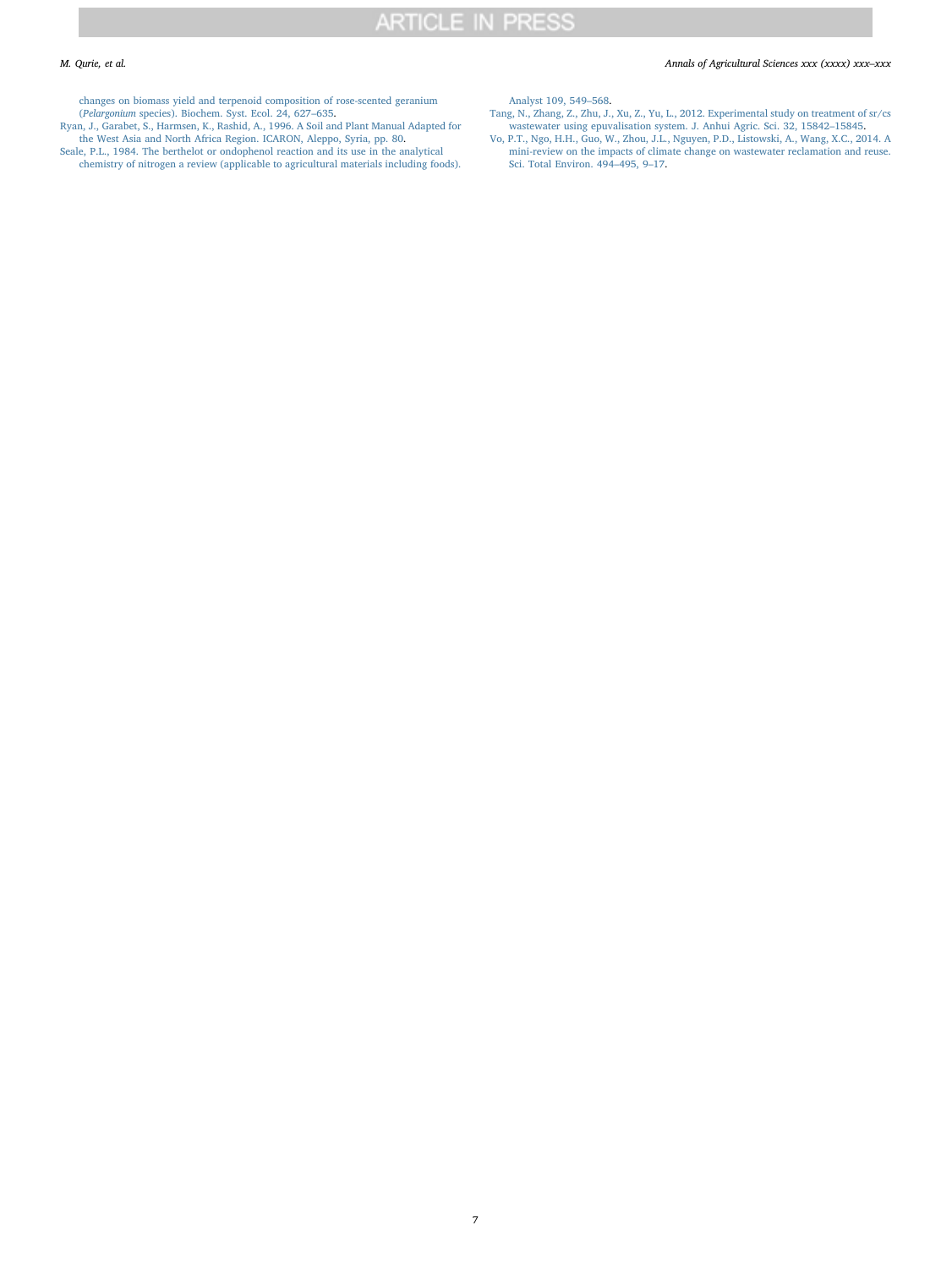changes on biomass yield and terpenoid composition of rose-scented geranium (*Pelargonium* species). Biochem. Syst. Ecol. 24, 627–635.

Ryan, J., Garabet, S., Harmsen, K., Rashid, A., 1996. A Soil and Plant Manual Adapted for the West Asia and North Africa Region. ICARON, Aleppo, Syria, pp. 80.

Seale, P.L., 1984. The berthelot or ondophenol reaction and its use in the analytical chemistry of nitrogen a review (applicable to agricultural materials including foods). Analyst 109, 549–568.

Tang, N., Zhang, Z., Zhu, J., Xu, Z., Yu, L., 2012. Experimental study on treatment of sr/cs wastewater using epuvalisation system. J. Anhui Agric. Sci. 32, 15842–15845.

Vo, P.T., Ngo, H.H., Guo, W., Zhou, J.L., Nguyen, P.D., Listowski, A., Wang, X.C., 2014. A mini-review on the impacts of climate change on wastewater reclamation and reuse. Sci. Total Environ. 494–495, 9–17.